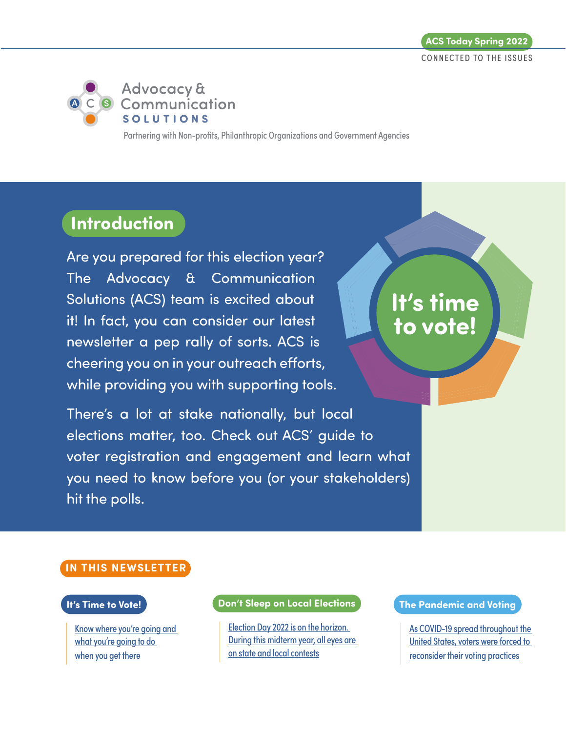ACS Today Spring 2022

CONNECTED TO THE ISSUES

Advocacy & Communication SOLUTIONS

Partnering with Non-profits, Philanthropic Organizations and Government Agencies

## Introduction

Are you prepared for this election year? The Advocacy & Communication Solutions (ACS) team is excited about it! In fact, you can consider our latest newsletter a pep rally of sorts. ACS is cheering you on in your outreach efforts, while providing you with supporting tools.

There's a lot at stake nationally, but local elections matter, too. Check out ACS' guide to voter registration and engagement and learn what you need to know before you (or your stakeholders) hit the polls.

**It's time to vote!**

## IN THIS NEWSLETTER

### It's Time to Vote!

Know where you're going and what you're going to do when you get there

### Don't Sleep on Local Elections

Election Day 2022 is on the horizon. During this midterm year, all eyes are on state and local contests

### The Pandemic and Voting

As COVID-19 spread throughout the United States, voters were forced to reconsider their voting practices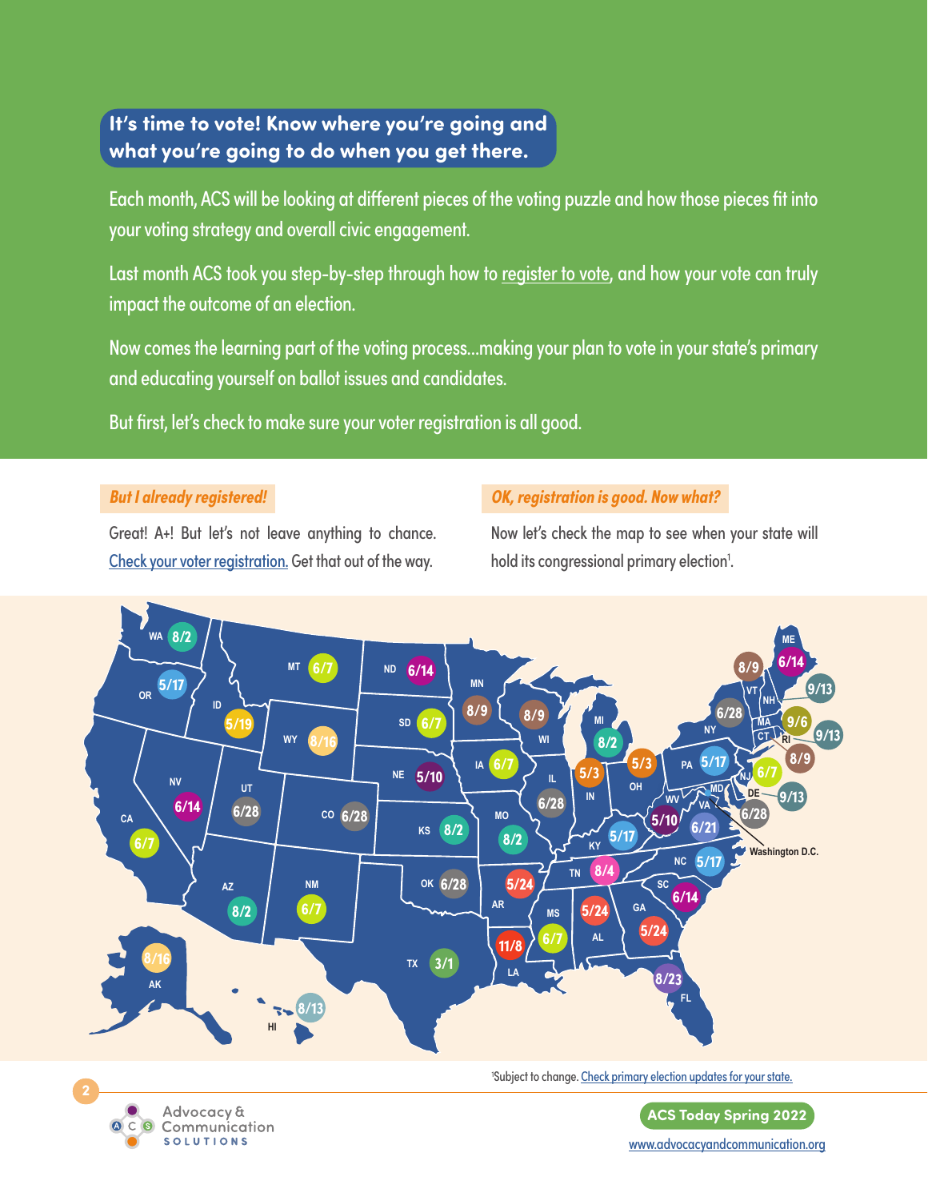## It's time to vote! Know where you're going and what you're going to do when you get there.

Each month, ACS will be looking at different pieces of the voting puzzle and how those pieces fit into your voting strategy and overall civic engagement.

Last month ACS took you step-by-step through how to register to vote, and how your vote can truly impact the outcome of an election.

Now comes the learning part of the voting process...making your plan to vote in your state's primary and educating yourself on ballot issues and candidates.

But first, let's check to make sure your voter registration is all good.

### *But I already registered!*

Great! A+! But let's not leave anything to chance. Check your voter registration. Get that out of the way.

### *OK, registration is good. Now what?*

Now let's check the map to see when your state will hold its congressional primary election[1].

| State | Date |
|---|---|
| WA | 8/2 |
| OR | 5/17 |
| CA | 6/7 |
| NV | 6/14 |
| ID | 5/19 |
| MT | 6/7 |
| WY | 8/16 |
| UT | 6/28 |
| CO | 6/28 |
| AZ | 8/2 |
| NM | 6/7 |
| ND | 6/14 |
| SD | 6/7 |
| NE | 5/10 |
| KS | 8/2 |
| OK | 6/28 |
| TX | 3/1 |
| MN | 8/9 |
| IA | 6/7 |
| MO | 8/2 |
| AR | 5/24 |
| LA | 11/8 |
| WI | 8/9 |
| IL | 6/28 |
| MI | 8/2 |
| IN | 5/3 |
| OH | 5/3 |
| KY | 5/17 |
| TN | 8/4 |
| MS | 6/7 |
| AL | 5/24 |
| GA | 5/24 |
| FL | 8/23 |
| SC | 6/14 |
| NC | 5/17 |
| VA | 6/21 |
| WV | 5/10 |
| PA | 5/17 |
| NY | 6/28 |
| VT | 8/9 |
| ME | 6/14 |
| NH | 9/13 |
| MA | 9/6 |
| RI | 9/13 |
| CT | 8/9 |
| NJ | 6/7 |
| DE | 9/13 |
| MD | 6/28 |
| AK | 8/16 |
| HI | 8/13 |

[1]Subject to change. Check primary election updates for your state.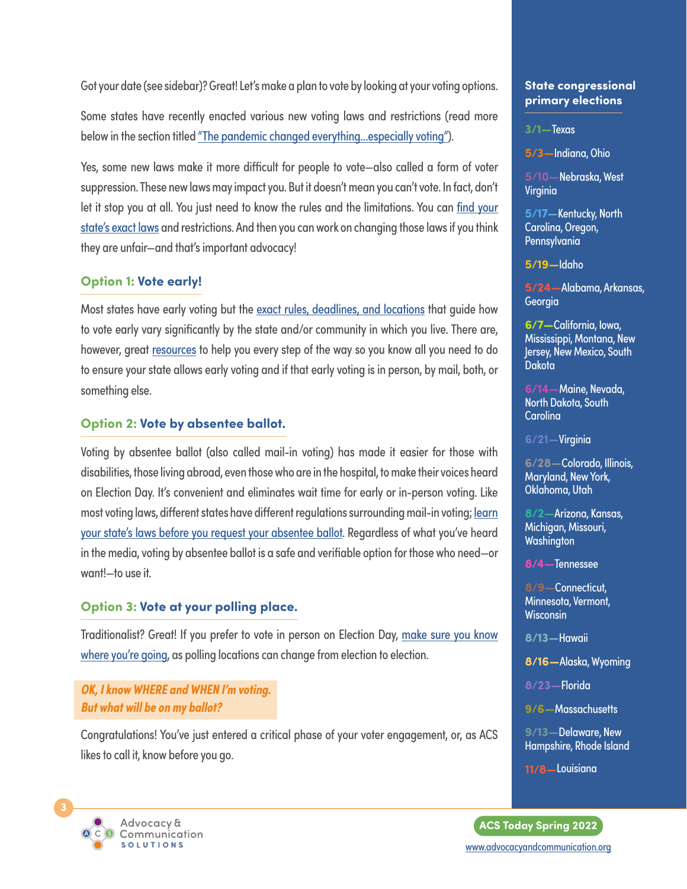Got your date (see sidebar)? Great! Let's make a plan to vote by looking at your voting options.

Some states have recently enacted various new voting laws and restrictions (read more below in the section titled "The pandemic changed everything...especially voting").

Yes, some new laws make it more difficult for people to vote—also called a form of voter suppression. These new laws may impact you. But it doesn't mean you can't vote. In fact, don't let it stop you at all. You just need to know the rules and the limitations. You can find your state's exact laws and restrictions. And then you can work on changing those laws if you think they are unfair—and that's important advocacy!

### Option 1: Vote early!

Most states have early voting but the exact rules, deadlines, and locations that guide how to vote early vary significantly by the state and/or community in which you live. There are, however, great resources to help you every step of the way so you know all you need to do to ensure your state allows early voting and if that early voting is in person, by mail, both, or something else.

### Option 2: Vote by absentee ballot.

Voting by absentee ballot (also called mail-in voting) has made it easier for those with disabilities, those living abroad, even those who are in the hospital, to make their voices heard on Election Day. It's convenient and eliminates wait time for early or in-person voting. Like most voting laws, different states have different regulations surrounding mail-in voting; learn your state's laws before you request your absentee ballot. Regardless of what you've heard in the media, voting by absentee ballot is a safe and verifiable option for those who need—or want!—to use it.

### Option 3: Vote at your polling place.

Traditionalist? Great! If you prefer to vote in person on Election Day, make sure you know where you're going, as polling locations can change from election to election.

***OK, I know WHERE and WHEN I'm voting. But what will be on my ballot?***

Congratulations! You've just entered a critical phase of your voter engagement, or, as ACS likes to call it, know before you go.

### State congressional primary elections

**3/1**—Texas

**5/3**—Indiana, Ohio

**5/10**—Nebraska, West Virginia

**5/17**—Kentucky, North Carolina, Oregon, Pennsylvania

**5/19**—Idaho

**5/24**—Alabama, Arkansas, Georgia

**6/7**—California, Iowa, Mississippi, Montana, New Jersey, New Mexico, South Dakota

**6/14**—Maine, Nevada, North Dakota, South Carolina

**6/21**—Virginia

**6/28**—Colorado, Illinois, Maryland, New York, Oklahoma, Utah

**8/2**—Arizona, Kansas, Michigan, Missouri, Washington

**8/4**—Tennessee

**8/9**—Connecticut, Minnesota, Vermont, Wisconsin

**8/13**—Hawaii

**8/16**—Alaska, Wyoming

**8/23**—Florida

**9/6**—Massachusetts

**9/13**—Delaware, New Hampshire, Rhode Island

**11/8**—Louisiana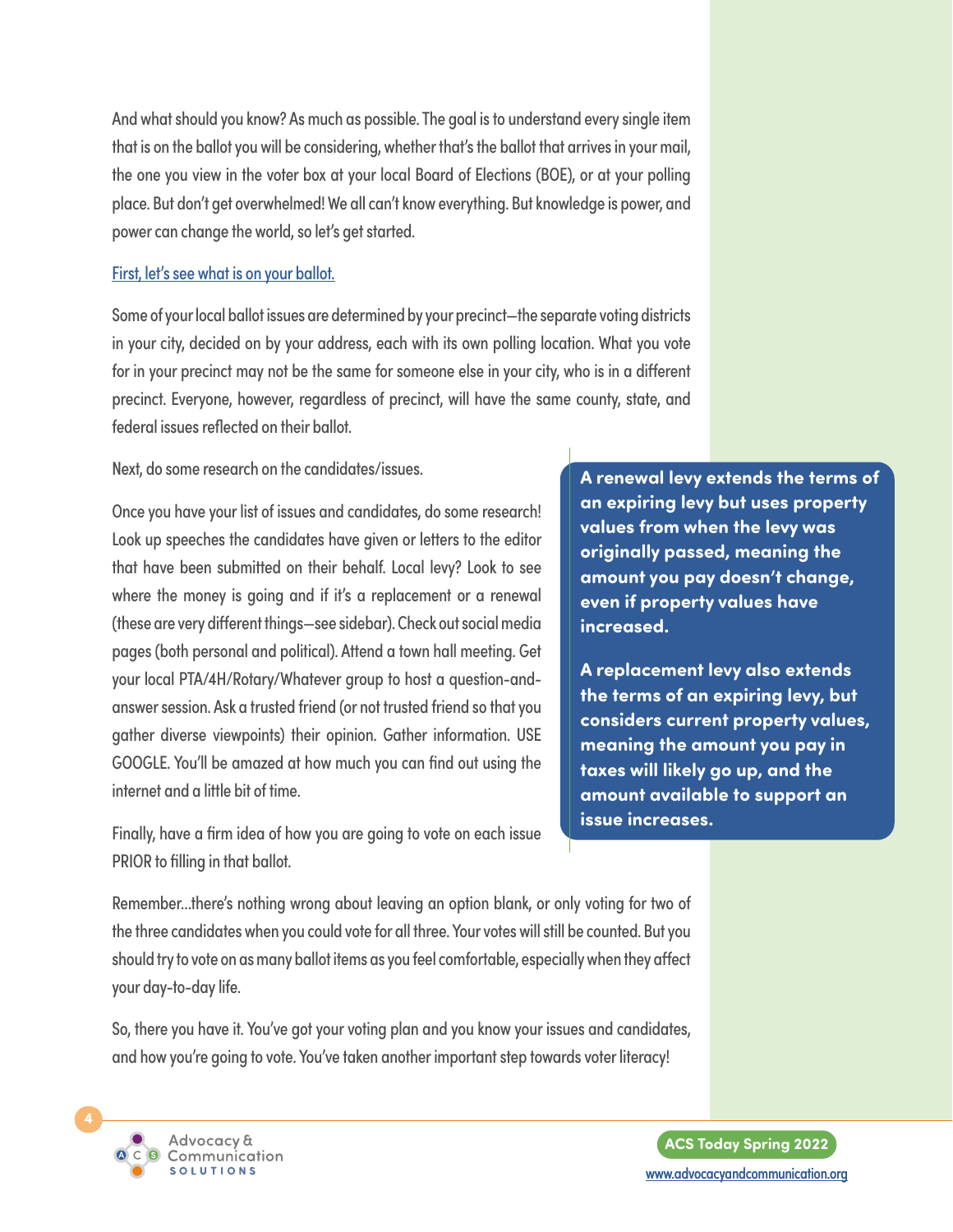And what should you know? As much as possible. The goal is to understand every single item that is on the ballot you will be considering, whether that's the ballot that arrives in your mail, the one you view in the voter box at your local Board of Elections (BOE), or at your polling place. But don't get overwhelmed! We all can't know everything. But knowledge is power, and power can change the world, so let's get started.

First, let's see what is on your ballot.

Some of your local ballot issues are determined by your precinct—the separate voting districts in your city, decided on by your address, each with its own polling location. What you vote for in your precinct may not be the same for someone else in your city, who is in a different precinct. Everyone, however, regardless of precinct, will have the same county, state, and federal issues reflected on their ballot.

Next, do some research on the candidates/issues.

Once you have your list of issues and candidates, do some research! Look up speeches the candidates have given or letters to the editor that have been submitted on their behalf. Local levy? Look to see where the money is going and if it's a replacement or a renewal (these are very different things—see sidebar). Check out social media pages (both personal and political). Attend a town hall meeting. Get your local PTA/4H/Rotary/Whatever group to host a question-and-answer session. Ask a trusted friend (or not trusted friend so that you gather diverse viewpoints) their opinion. Gather information. USE GOOGLE. You'll be amazed at how much you can find out using the internet and a little bit of time.

Finally, have a firm idea of how you are going to vote on each issue PRIOR to filling in that ballot.

**A renewal levy extends the terms of an expiring levy but uses property values from when the levy was originally passed, meaning the amount you pay doesn't change, even if property values have increased.**

**A replacement levy also extends the terms of an expiring levy, but considers current property values, meaning the amount you pay in taxes will likely go up, and the amount available to support an issue increases.**

Remember...there's nothing wrong about leaving an option blank, or only voting for two of the three candidates when you could vote for all three. Your votes will still be counted. But you should try to vote on as many ballot items as you feel comfortable, especially when they affect your day-to-day life.

So, there you have it. You've got your voting plan and you know your issues and candidates, and how you're going to vote. You've taken another important step towards voter literacy!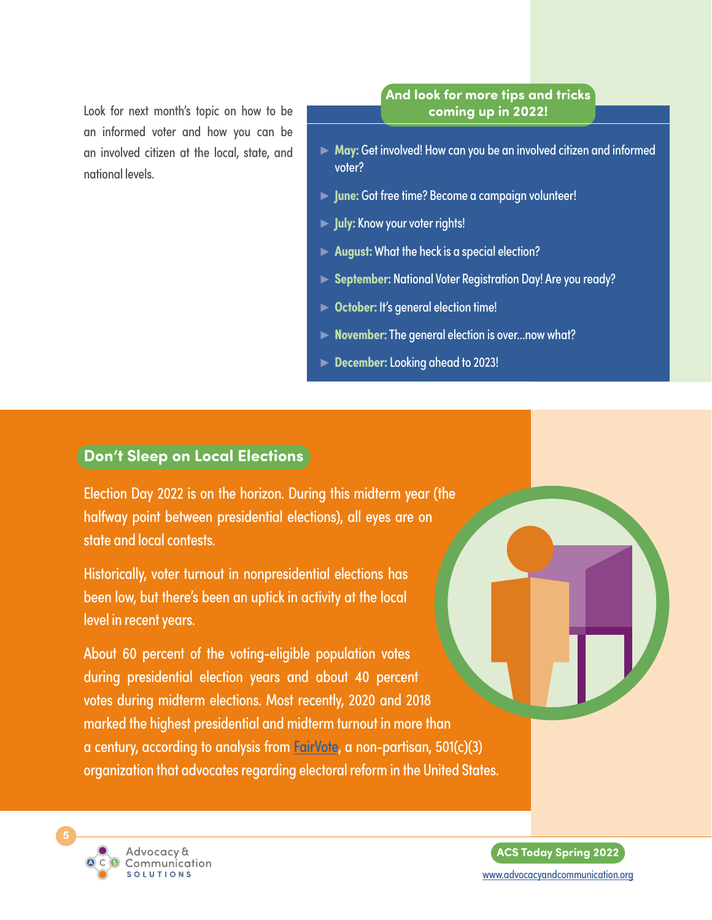Look for next month's topic on how to be an informed voter and how you can be an involved citizen at the local, state, and national levels.

## And look for more tips and tricks coming up in 2022!

- **May:** Get involved! How can you be an involved citizen and informed voter?
- **June:** Got free time? Become a campaign volunteer!
- **July:** Know your voter rights!
- **August:** What the heck is a special election?
- **September:** National Voter Registration Day! Are you ready?
- **October:** It's general election time!
- **November:** The general election is over...now what?
- **December:** Looking ahead to 2023!

## Don't Sleep on Local Elections

Election Day 2022 is on the horizon. During this midterm year (the halfway point between presidential elections), all eyes are on state and local contests.

Historically, voter turnout in nonpresidential elections has been low, but there's been an uptick in activity at the local level in recent years.

About 60 percent of the voting-eligible population votes during presidential election years and about 40 percent votes during midterm elections. Most recently, 2020 and 2018 marked the highest presidential and midterm turnout in more than a century, according to analysis from FairVote, a non-partisan, 501(c)(3) organization that advocates regarding electoral reform in the United States.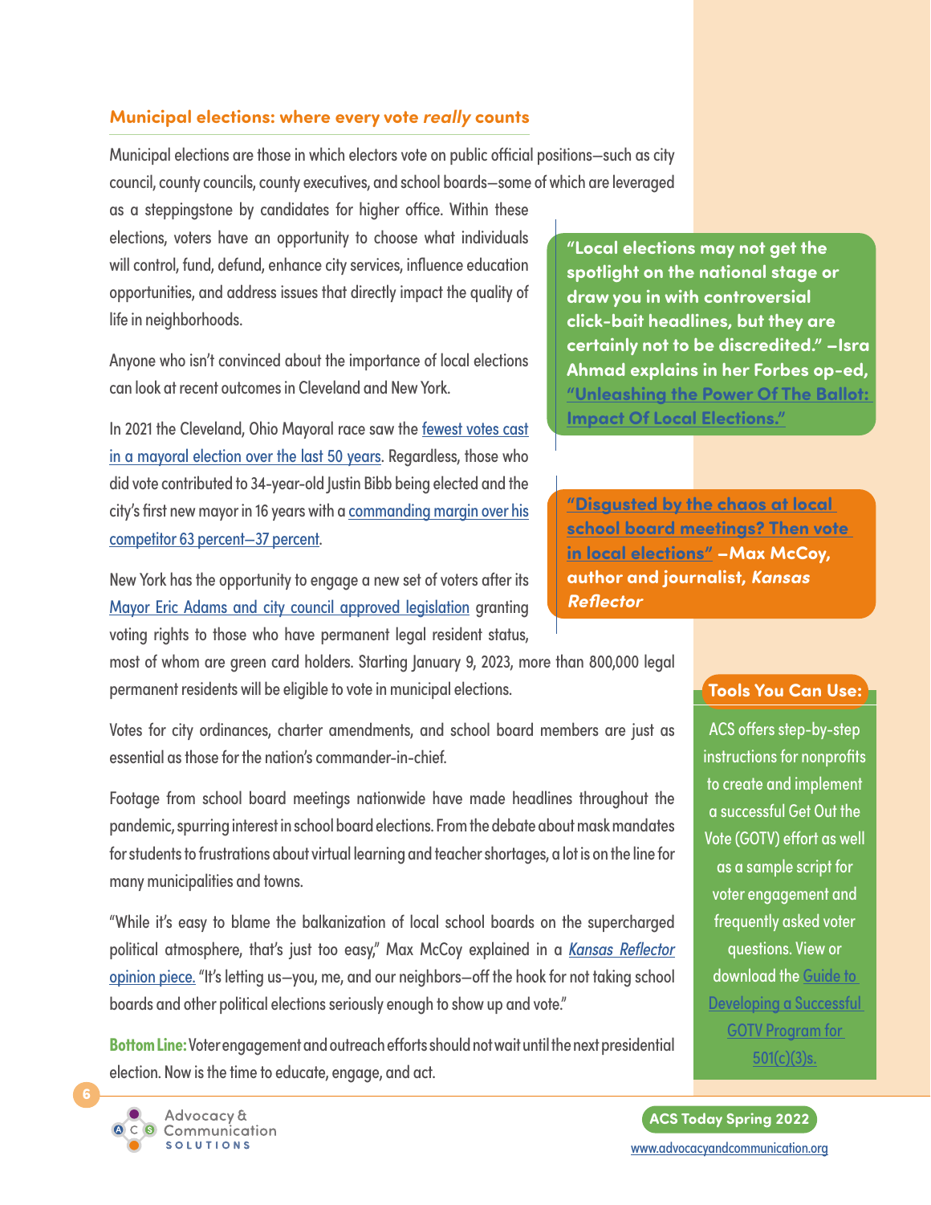## Municipal elections: where every vote *really* counts

Municipal elections are those in which electors vote on public official positions—such as city council, county councils, county executives, and school boards—some of which are leveraged as a steppingstone by candidates for higher office. Within these elections, voters have an opportunity to choose what individuals will control, fund, defund, enhance city services, influence education opportunities, and address issues that directly impact the quality of life in neighborhoods.

Anyone who isn't convinced about the importance of local elections can look at recent outcomes in Cleveland and New York.

In 2021 the Cleveland, Ohio Mayoral race saw the fewest votes cast in a mayoral election over the last 50 years. Regardless, those who did vote contributed to 34-year-old Justin Bibb being elected and the city's first new mayor in 16 years with a commanding margin over his competitor 63 percent—37 percent.

New York has the opportunity to engage a new set of voters after its Mayor Eric Adams and city council approved legislation granting voting rights to those who have permanent legal resident status, most of whom are green card holders. Starting January 9, 2023, more than 800,000 legal permanent residents will be eligible to vote in municipal elections.

Votes for city ordinances, charter amendments, and school board members are just as essential as those for the nation's commander-in-chief.

Footage from school board meetings nationwide have made headlines throughout the pandemic, spurring interest in school board elections. From the debate about mask mandates for students to frustrations about virtual learning and teacher shortages, a lot is on the line for many municipalities and towns.

"While it's easy to blame the balkanization of local school boards on the supercharged political atmosphere, that's just too easy," Max McCoy explained in a *Kansas Reflector* opinion piece. "It's letting us—you, me, and our neighbors—off the hook for not taking school boards and other political elections seriously enough to show up and vote."

**Bottom Line:** Voter engagement and outreach efforts should not wait until the next presidential election. Now is the time to educate, engage, and act.

> **"Local elections may not get the spotlight on the national stage or draw you in with controversial click-bait headlines, but they are certainly not to be discredited." –Isra Ahmad explains in her Forbes op-ed, "Unleashing the Power Of The Ballot: Impact Of Local Elections."**

> **"Disgusted by the chaos at local school board meetings? Then vote in local elections" –Max McCoy, author and journalist, *Kansas Reflector***

### Tools You Can Use:

ACS offers step-by-step instructions for nonprofits to create and implement a successful Get Out the Vote (GOTV) effort as well as a sample script for voter engagement and frequently asked voter questions. View or download the Guide to Developing a Successful GOTV Program for 501(c)(3)s.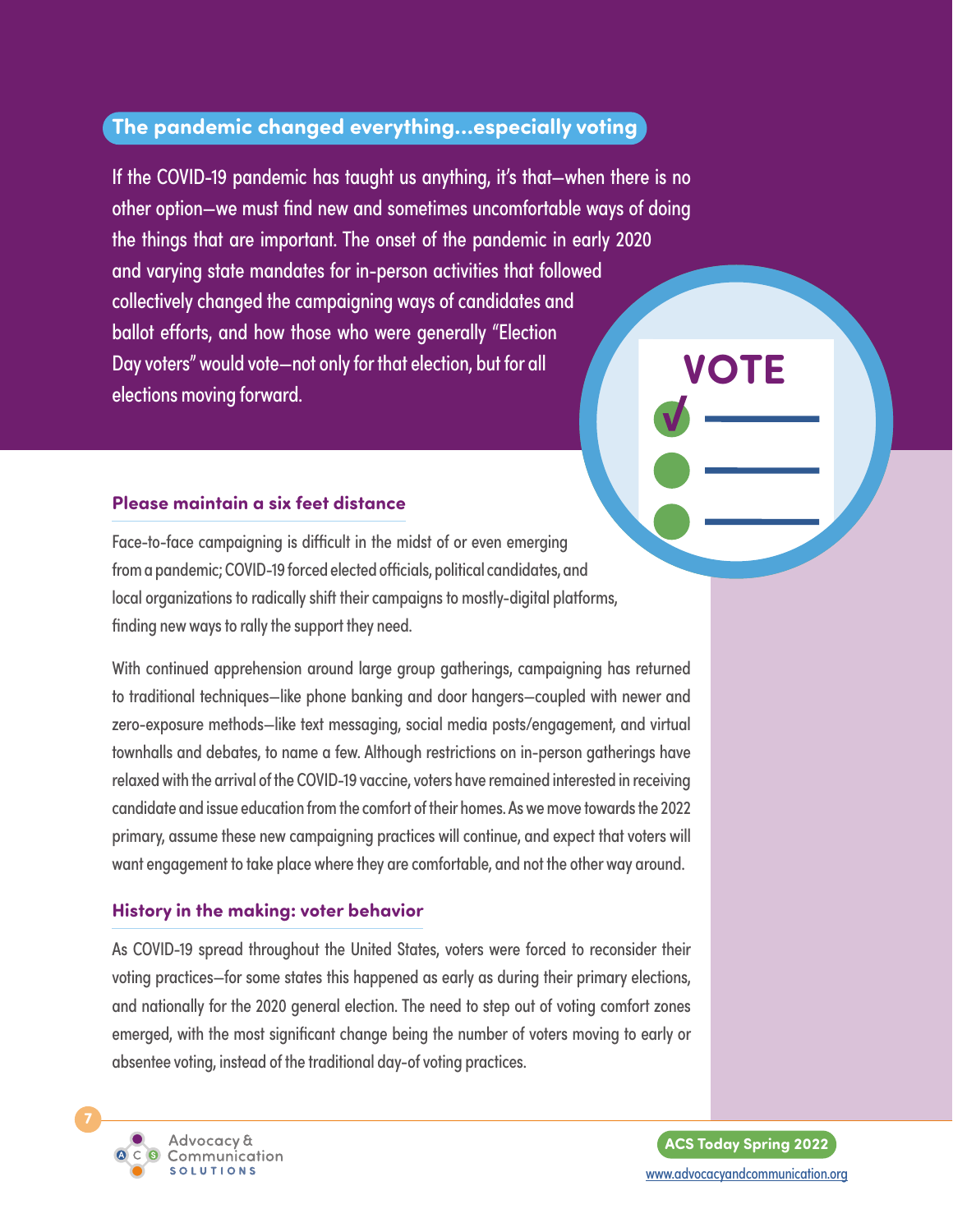## The pandemic changed everything...especially voting

If the COVID-19 pandemic has taught us anything, it's that—when there is no other option—we must find new and sometimes uncomfortable ways of doing the things that are important. The onset of the pandemic in early 2020 and varying state mandates for in-person activities that followed collectively changed the campaigning ways of candidates and ballot efforts, and how those who were generally "Election Day voters" would vote—not only for that election, but for all elections moving forward.

### Please maintain a six feet distance

Face-to-face campaigning is difficult in the midst of or even emerging from a pandemic; COVID-19 forced elected officials, political candidates, and local organizations to radically shift their campaigns to mostly-digital platforms, finding new ways to rally the support they need.

With continued apprehension around large group gatherings, campaigning has returned to traditional techniques—like phone banking and door hangers—coupled with newer and zero-exposure methods—like text messaging, social media posts/engagement, and virtual townhalls and debates, to name a few. Although restrictions on in-person gatherings have relaxed with the arrival of the COVID-19 vaccine, voters have remained interested in receiving candidate and issue education from the comfort of their homes. As we move towards the 2022 primary, assume these new campaigning practices will continue, and expect that voters will want engagement to take place where they are comfortable, and not the other way around.

### History in the making: voter behavior

As COVID-19 spread throughout the United States, voters were forced to reconsider their voting practices—for some states this happened as early as during their primary elections, and nationally for the 2020 general election. The need to step out of voting comfort zones emerged, with the most significant change being the number of voters moving to early or absentee voting, instead of the traditional day-of voting practices.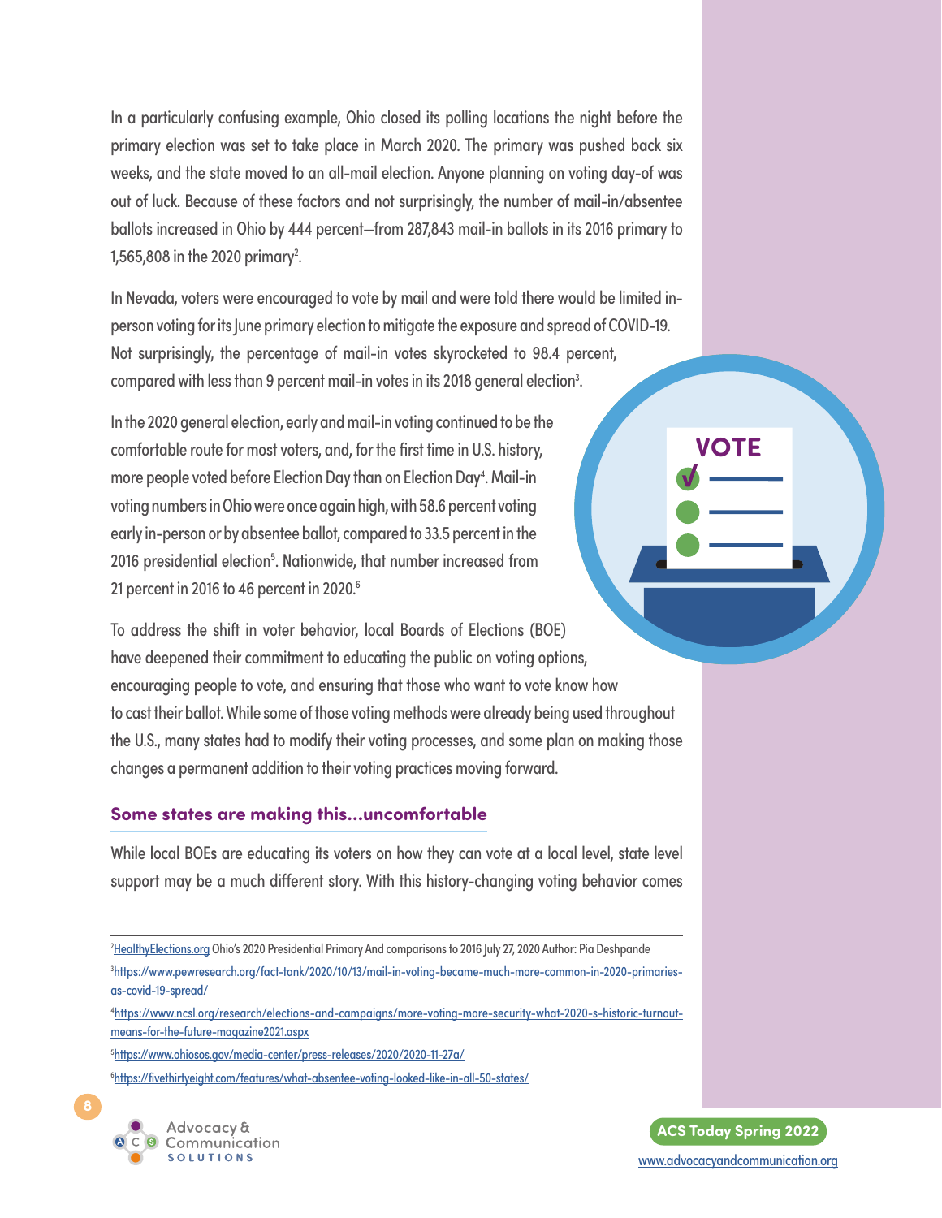In a particularly confusing example, Ohio closed its polling locations the night before the primary election was set to take place in March 2020. The primary was pushed back six weeks, and the state moved to an all-mail election. Anyone planning on voting day-of was out of luck. Because of these factors and not surprisingly, the number of mail-in/absentee ballots increased in Ohio by 444 percent—from 287,843 mail-in ballots in its 2016 primary to 1,565,808 in the 2020 primary[2].

In Nevada, voters were encouraged to vote by mail and were told there would be limited in-person voting for its June primary election to mitigate the exposure and spread of COVID-19. Not surprisingly, the percentage of mail-in votes skyrocketed to 98.4 percent, compared with less than 9 percent mail-in votes in its 2018 general election[3].

In the 2020 general election, early and mail-in voting continued to be the comfortable route for most voters, and, for the first time in U.S. history, more people voted before Election Day than on Election Day[4]. Mail-in voting numbers in Ohio were once again high, with 58.6 percent voting early in-person or by absentee ballot, compared to 33.5 percent in the 2016 presidential election[5]. Nationwide, that number increased from 21 percent in 2016 to 46 percent in 2020.[6]

To address the shift in voter behavior, local Boards of Elections (BOE) have deepened their commitment to educating the public on voting options, encouraging people to vote, and ensuring that those who want to vote know how to cast their ballot. While some of those voting methods were already being used throughout the U.S., many states had to modify their voting processes, and some plan on making those changes a permanent addition to their voting practices moving forward.

### Some states are making this...uncomfortable

While local BOEs are educating its voters on how they can vote at a local level, state level support may be a much different story. With this history-changing voting behavior comes

---

[2] HealthyElections.org Ohio's 2020 Presidential Primary And comparisons to 2016 July 27, 2020 Author: Pia Deshpande

[3] https://www.pewresearch.org/fact-tank/2020/10/13/mail-in-voting-became-much-more-common-in-2020-primaries-as-covid-19-spread/

[4] https://www.ncsl.org/research/elections-and-campaigns/more-voting-more-security-what-2020-s-historic-turnout-means-for-the-future-magazine2021.aspx

[5] https://www.ohiosos.gov/media-center/press-releases/2020/2020-11-27a/

[6] https://fivethirtyeight.com/features/what-absentee-voting-looked-like-in-all-50-states/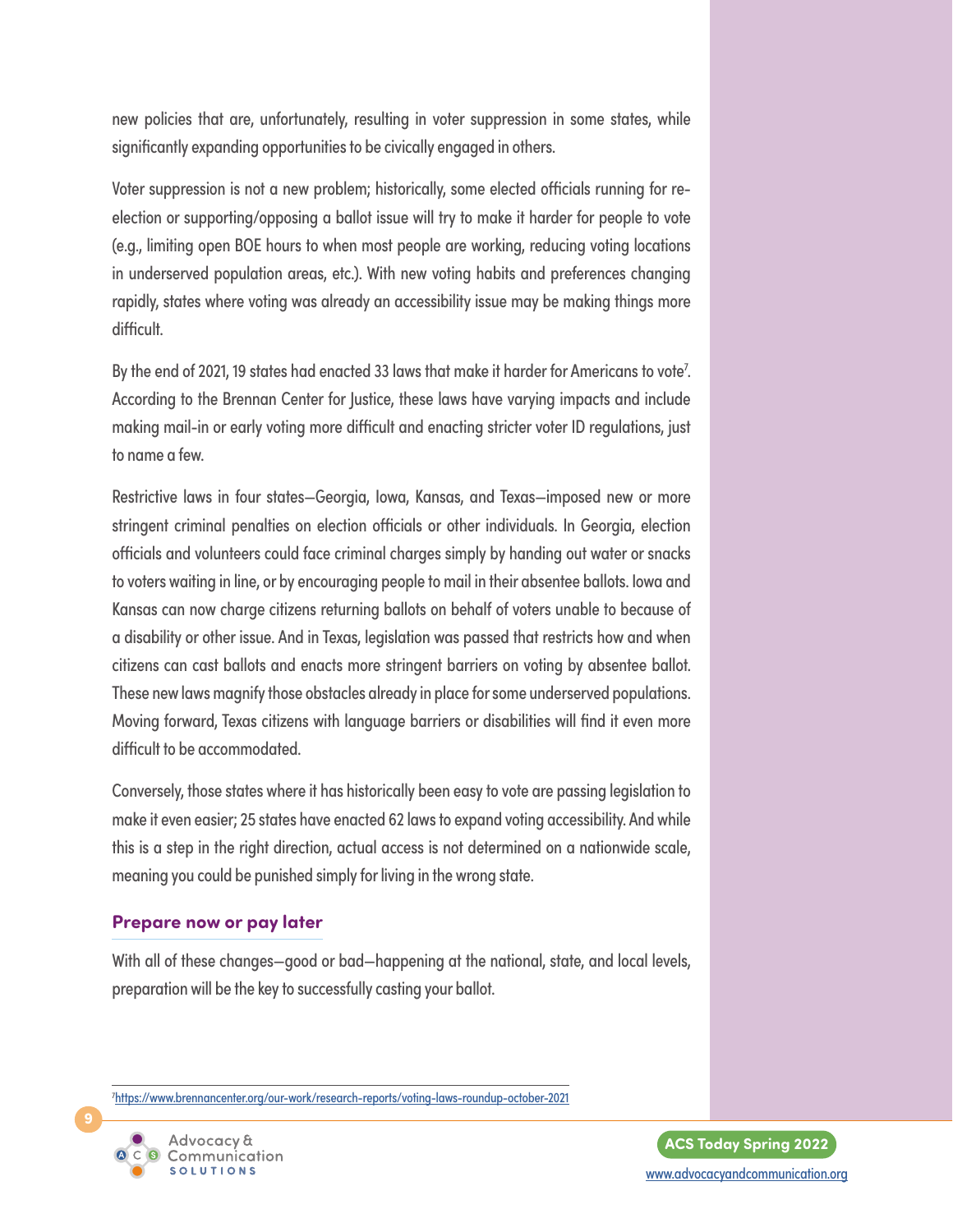new policies that are, unfortunately, resulting in voter suppression in some states, while significantly expanding opportunities to be civically engaged in others.

Voter suppression is not a new problem; historically, some elected officials running for re-election or supporting/opposing a ballot issue will try to make it harder for people to vote (e.g., limiting open BOE hours to when most people are working, reducing voting locations in underserved population areas, etc.). With new voting habits and preferences changing rapidly, states where voting was already an accessibility issue may be making things more difficult.

By the end of 2021, 19 states had enacted 33 laws that make it harder for Americans to vote[7]. According to the Brennan Center for Justice, these laws have varying impacts and include making mail-in or early voting more difficult and enacting stricter voter ID regulations, just to name a few.

Restrictive laws in four states—Georgia, Iowa, Kansas, and Texas—imposed new or more stringent criminal penalties on election officials or other individuals. In Georgia, election officials and volunteers could face criminal charges simply by handing out water or snacks to voters waiting in line, or by encouraging people to mail in their absentee ballots. Iowa and Kansas can now charge citizens returning ballots on behalf of voters unable to because of a disability or other issue. And in Texas, legislation was passed that restricts how and when citizens can cast ballots and enacts more stringent barriers on voting by absentee ballot. These new laws magnify those obstacles already in place for some underserved populations. Moving forward, Texas citizens with language barriers or disabilities will find it even more difficult to be accommodated.

Conversely, those states where it has historically been easy to vote are passing legislation to make it even easier; 25 states have enacted 62 laws to expand voting accessibility. And while this is a step in the right direction, actual access is not determined on a nationwide scale, meaning you could be punished simply for living in the wrong state.

## Prepare now or pay later

With all of these changes—good or bad—happening at the national, state, and local levels, preparation will be the key to successfully casting your ballot.

[7] https://www.brennancenter.org/our-work/research-reports/voting-laws-roundup-october-2021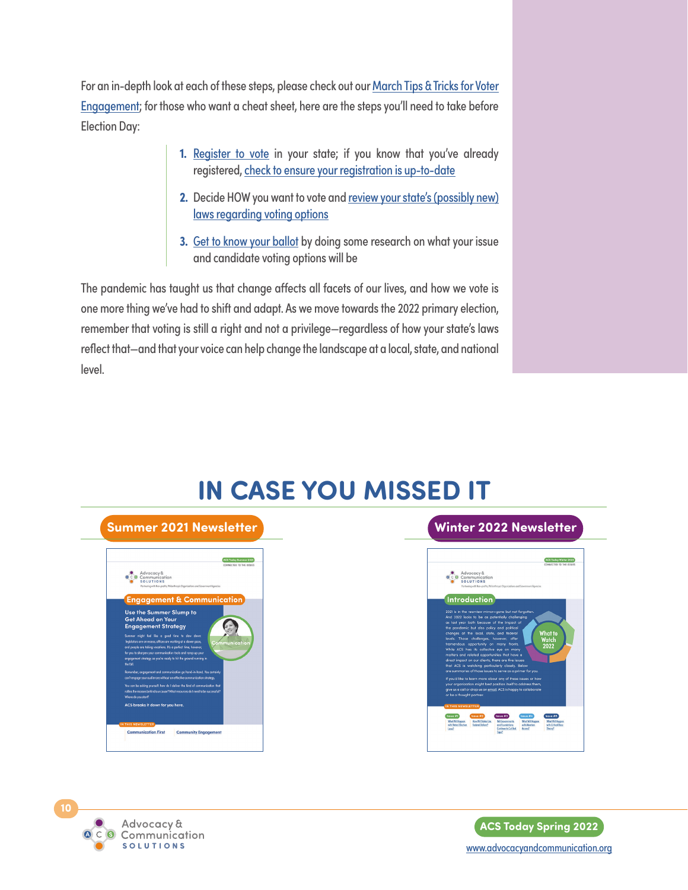For an in-depth look at each of these steps, please check out our March Tips & Tricks for Voter Engagement; for those who want a cheat sheet, here are the steps you'll need to take before Election Day:

1. Register to vote in your state; if you know that you've already registered, check to ensure your registration is up-to-date
2. Decide HOW you want to vote and review your state's (possibly new) laws regarding voting options
3. Get to know your ballot by doing some research on what your issue and candidate voting options will be

The pandemic has taught us that change affects all facets of our lives, and how we vote is one more thing we've had to shift and adapt. As we move towards the 2022 primary election, remember that voting is still a right and not a privilege—regardless of how your state's laws reflect that—and that your voice can help change the landscape at a local, state, and national level.

# IN CASE YOU MISSED IT

## Summer 2021 Newsletter

## Winter 2022 Newsletter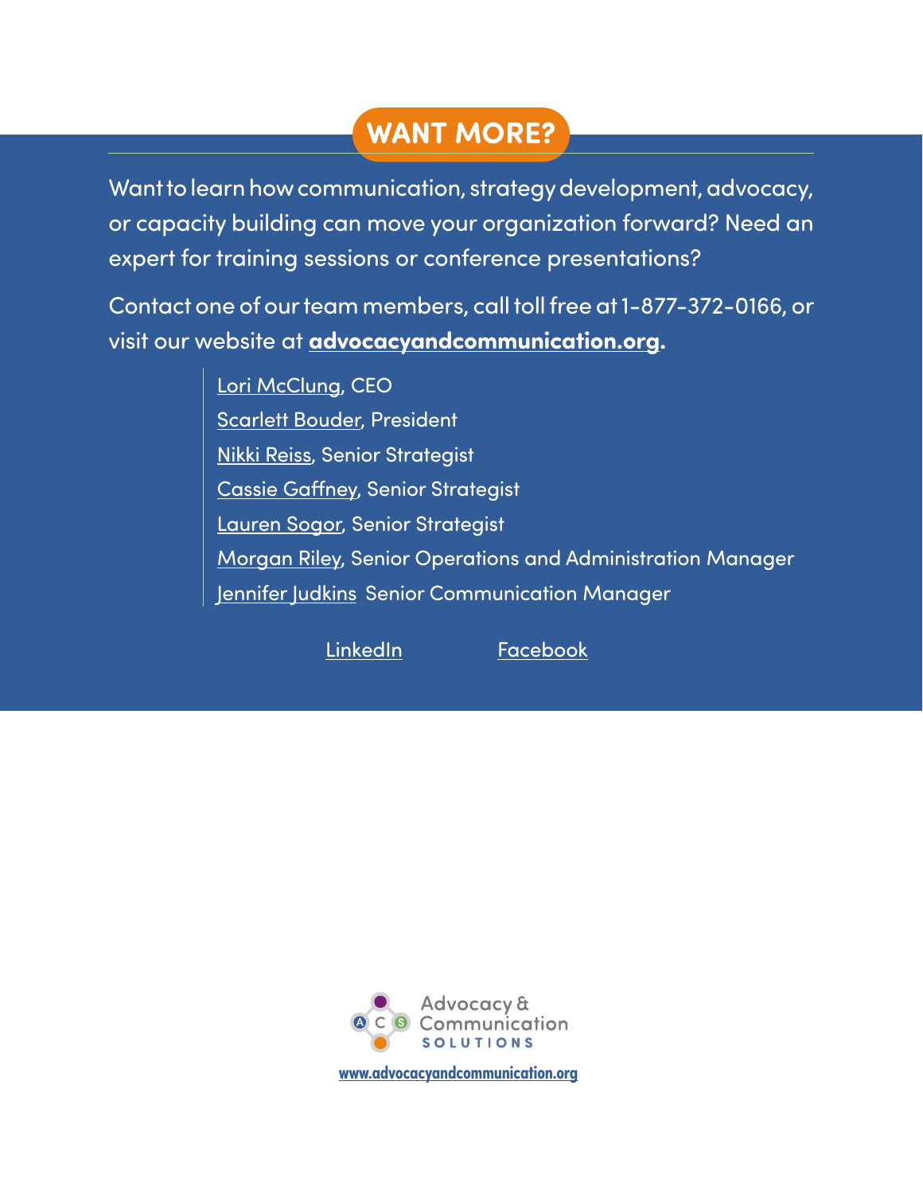## WANT MORE?

Want to learn how communication, strategy development, advocacy, or capacity building can move your organization forward? Need an expert for training sessions or conference presentations?

Contact one of our team members, call toll free at 1-877-372-0166, or visit our website at **advocacyandcommunication.org.**

Lori McClung, CEO
Scarlett Bouder, President
Nikki Reiss, Senior Strategist
Cassie Gaffney, Senior Strategist
Lauren Sogor, Senior Strategist
Morgan Riley, Senior Operations and Administration Manager
Jennifer Judkins Senior Communication Manager

LinkedIn    Facebook

Advocacy & Communication SOLUTIONS

www.advocacyandcommunication.org